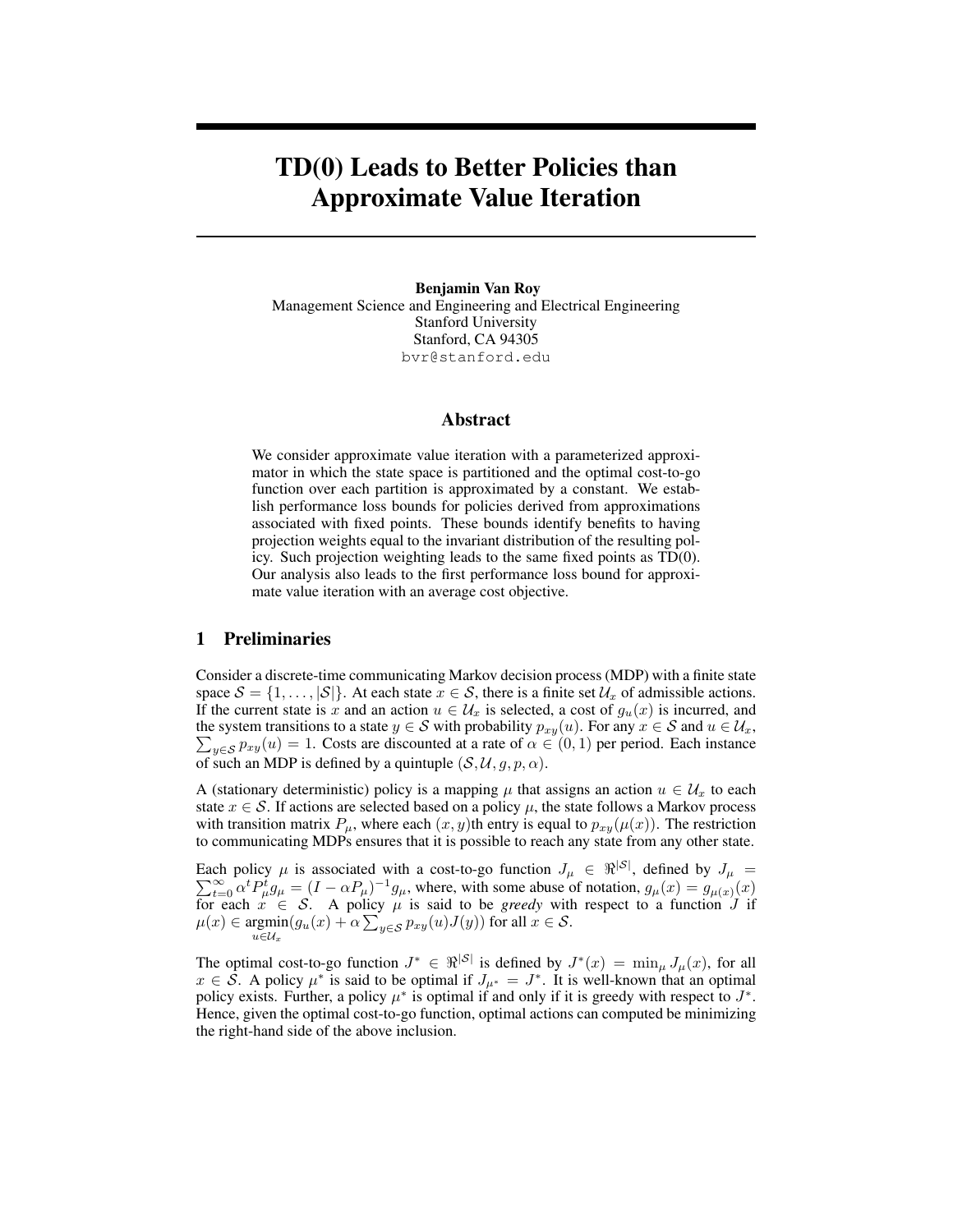# TD(0) Leads to Better Policies than Approximate Value Iteration

**Benjamin Van Roy**
Management Science and Engineering and Electrical Engineering
Stanford University
Stanford, CA 94305
bvr@stanford.edu

## Abstract

We consider approximate value iteration with a parameterized approximator in which the state space is partitioned and the optimal cost-to-go function over each partition is approximated by a constant. We establish performance loss bounds for policies derived from approximations associated with fixed points. These bounds identify benefits to having projection weights equal to the invariant distribution of the resulting policy. Such projection weighting leads to the same fixed points as TD(0). Our analysis also leads to the first performance loss bound for approximate value iteration with an average cost objective.

## 1 Preliminaries

Consider a discrete-time communicating Markov decision process (MDP) with a finite state space $\mathcal{S} = \{1, \ldots, |\mathcal{S}|\}$. At each state $x \in \mathcal{S}$, there is a finite set $\mathcal{U}_x$ of admissible actions. If the current state is $x$ and an action $u \in \mathcal{U}_x$ is selected, a cost of $g_u(x)$ is incurred, and the system transitions to a state $y \in \mathcal{S}$ with probability $p_{xy}(u)$. For any $x \in \mathcal{S}$ and $u \in \mathcal{U}_x$, $\sum_{y \in \mathcal{S}} p_{xy}(u) = 1$. Costs are discounted at a rate of $\alpha \in (0, 1)$ per period. Each instance of such an MDP is defined by a quintuple $(\mathcal{S}, \mathcal{U}, g, p, \alpha)$.

A (stationary deterministic) policy is a mapping $\mu$ that assigns an action $u \in \mathcal{U}_x$ to each state $x \in \mathcal{S}$. If actions are selected based on a policy $\mu$, the state follows a Markov process with transition matrix $P_\mu$, where each $(x, y)$th entry is equal to $p_{xy}(\mu(x))$. The restriction to communicating MDPs ensures that it is possible to reach any state from any other state.

Each policy $\mu$ is associated with a cost-to-go function $J_\mu \in \Re^{|\mathcal{S}|}$, defined by $J_\mu = \sum_{t=0}^{\infty} \alpha^t P_\mu^t g_\mu = (I - \alpha P_\mu)^{-1} g_\mu$, where, with some abuse of notation, $g_\mu(x) = g_{\mu(x)}(x)$ for each $x \in \mathcal{S}$. A policy $\mu$ is said to be *greedy* with respect to a function $J$ if $\mu(x) \in \underset{u \in \mathcal{U}_x}{\operatorname{argmin}}(g_u(x) + \alpha \sum_{y \in \mathcal{S}} p_{xy}(u) J(y))$ for all $x \in \mathcal{S}$.

The optimal cost-to-go function $J^* \in \Re^{|\mathcal{S}|}$ is defined by $J^*(x) = \min_\mu J_\mu(x)$, for all $x \in \mathcal{S}$. A policy $\mu^*$ is said to be optimal if $J_{\mu^*} = J^*$. It is well-known that an optimal policy exists. Further, a policy $\mu^*$ is optimal if and only if it is greedy with respect to $J^*$. Hence, given the optimal cost-to-go function, optimal actions can computed be minimizing the right-hand side of the above inclusion.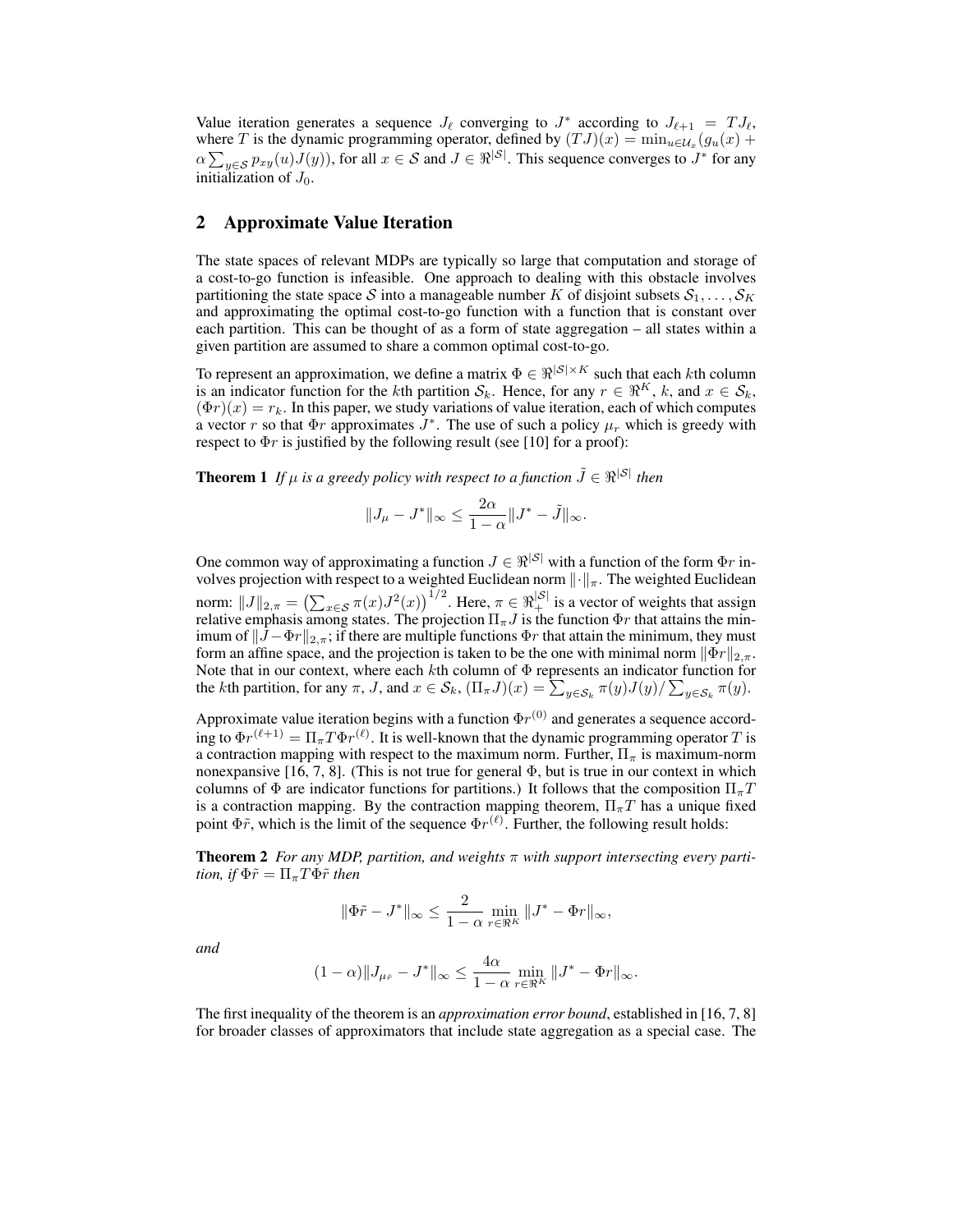Value iteration generates a sequence $J_\ell$ converging to $J^*$ according to $J_{\ell+1} = TJ_\ell$, where $T$ is the dynamic programming operator, defined by $(TJ)(x) = \min_{u \in \mathcal{U}_x}(g_u(x) + \alpha \sum_{y \in \mathcal{S}} p_{xy}(u)J(y))$, for all $x \in \mathcal{S}$ and $J \in \Re^{|\mathcal{S}|}$. This sequence converges to $J^*$ for any initialization of $J_0$.

## 2 Approximate Value Iteration

The state spaces of relevant MDPs are typically so large that computation and storage of a cost-to-go function is infeasible. One approach to dealing with this obstacle involves partitioning the state space $\mathcal{S}$ into a manageable number $K$ of disjoint subsets $\mathcal{S}_1, \ldots, \mathcal{S}_K$ and approximating the optimal cost-to-go function with a function that is constant over each partition. This can be thought of as a form of state aggregation – all states within a given partition are assumed to share a common optimal cost-to-go.

To represent an approximation, we define a matrix $\Phi \in \Re^{|\mathcal{S}| \times K}$ such that each $k$th column is an indicator function for the $k$th partition $\mathcal{S}_k$. Hence, for any $r \in \Re^K$, $k$, and $x \in \mathcal{S}_k$, $(\Phi r)(x) = r_k$. In this paper, we study variations of value iteration, each of which computes a vector $r$ so that $\Phi r$ approximates $J^*$. The use of such a policy $\mu_r$ which is greedy with respect to $\Phi r$ is justified by the following result (see [10] for a proof):

**Theorem 1** *If $\mu$ is a greedy policy with respect to a function $\tilde{J} \in \Re^{|\mathcal{S}|}$ then*

$$\|J_\mu - J^*\|_\infty \leq \frac{2\alpha}{1-\alpha}\|J^* - \tilde{J}\|_\infty.$$

One common way of approximating a function $J \in \Re^{|\mathcal{S}|}$ with a function of the form $\Phi r$ involves projection with respect to a weighted Euclidean norm $\|\cdot\|_\pi$. The weighted Euclidean norm: $\|J\|_{2,\pi} = \left(\sum_{x \in \mathcal{S}} \pi(x) J^2(x)\right)^{1/2}$. Here, $\pi \in \Re_+^{|\mathcal{S}|}$ is a vector of weights that assign relative emphasis among states. The projection $\Pi_\pi J$ is the function $\Phi r$ that attains the minimum of $\|J - \Phi r\|_{2,\pi}$; if there are multiple functions $\Phi r$ that attain the minimum, they must form an affine space, and the projection is taken to be the one with minimal norm $\|\Phi r\|_{2,\pi}$. Note that in our context, where each $k$th column of $\Phi$ represents an indicator function for the $k$th partition, for any $\pi$, $J$, and $x \in \mathcal{S}_k$, $(\Pi_\pi J)(x) = \sum_{y \in \mathcal{S}_k} \pi(y) J(y) / \sum_{y \in \mathcal{S}_k} \pi(y)$.

Approximate value iteration begins with a function $\Phi r^{(0)}$ and generates a sequence according to $\Phi r^{(\ell+1)} = \Pi_\pi T \Phi r^{(\ell)}$. It is well-known that the dynamic programming operator $T$ is a contraction mapping with respect to the maximum norm. Further, $\Pi_\pi$ is maximum-norm nonexpansive [16, 7, 8]. (This is not true for general $\Phi$, but is true in our context in which columns of $\Phi$ are indicator functions for partitions.) It follows that the composition $\Pi_\pi T$ is a contraction mapping. By the contraction mapping theorem, $\Pi_\pi T$ has a unique fixed point $\Phi \tilde{r}$, which is the limit of the sequence $\Phi r^{(\ell)}$. Further, the following result holds:

**Theorem 2** *For any MDP, partition, and weights $\pi$ with support intersecting every partition, if $\Phi \tilde{r} = \Pi_\pi T \Phi \tilde{r}$ then*

$$\|\Phi \tilde{r} - J^*\|_\infty \leq \frac{2}{1-\alpha} \min_{r \in \Re^K} \|J^* - \Phi r\|_\infty,$$

*and*

$$(1-\alpha)\|J_{\mu_{\tilde{r}}} - J^*\|_\infty \leq \frac{4\alpha}{1-\alpha} \min_{r \in \Re^K} \|J^* - \Phi r\|_\infty.$$

The first inequality of the theorem is an *approximation error bound*, established in [16, 7, 8] for broader classes of approximators that include state aggregation as a special case. The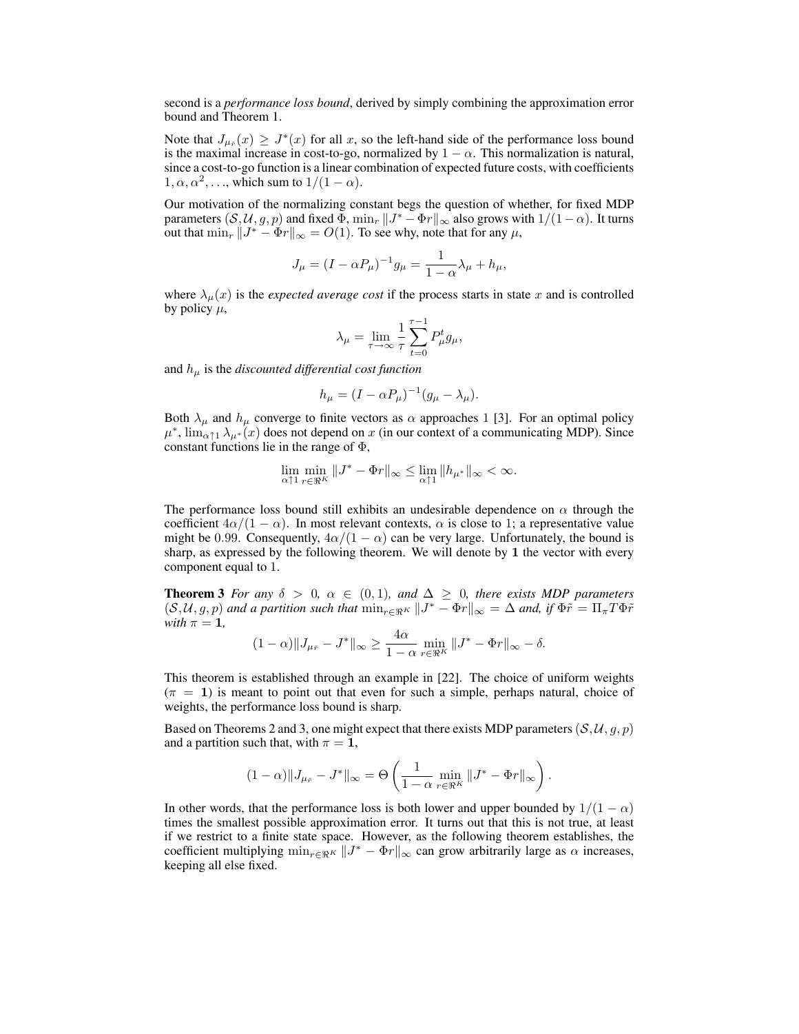second is a *performance loss bound*, derived by simply combining the approximation error bound and Theorem 1.

Note that $J_{\mu_{\tilde{r}}}(x) \geq J^*(x)$ for all $x$, so the left-hand side of the performance loss bound is the maximal increase in cost-to-go, normalized by $1-\alpha$. This normalization is natural, since a cost-to-go function is a linear combination of expected future costs, with coefficients $1, \alpha, \alpha^2, \ldots$, which sum to $1/(1-\alpha)$.

Our motivation of the normalizing constant begs the question of whether, for fixed MDP parameters $(\mathcal{S}, \mathcal{U}, g, p)$ and fixed $\Phi$, $\min_r \|J^* - \Phi r\|_\infty$ also grows with $1/(1-\alpha)$. It turns out that $\min_r \|J^* - \Phi r\|_\infty = O(1)$. To see why, note that for any $\mu$,

$$J_\mu = (I - \alpha P_\mu)^{-1} g_\mu = \frac{1}{1-\alpha}\lambda_\mu + h_\mu,$$

where $\lambda_\mu(x)$ is the *expected average cost* if the process starts in state $x$ and is controlled by policy $\mu$,

$$\lambda_\mu = \lim_{\tau \to \infty} \frac{1}{\tau} \sum_{t=0}^{\tau-1} P_\mu^t g_\mu,$$

and $h_\mu$ is the *discounted differential cost function*

$$h_\mu = (I - \alpha P_\mu)^{-1}(g_\mu - \lambda_\mu).$$

Both $\lambda_\mu$ and $h_\mu$ converge to finite vectors as $\alpha$ approaches 1 [3]. For an optimal policy $\mu^*$, $\lim_{\alpha \uparrow 1} \lambda_{\mu^*}(x)$ does not depend on $x$ (in our context of a communicating MDP). Since constant functions lie in the range of $\Phi$,

$$\lim_{\alpha \uparrow 1} \min_{r \in \Re^K} \|J^* - \Phi r\|_\infty \leq \lim_{\alpha \uparrow 1} \|h_{\mu^*}\|_\infty < \infty.$$

The performance loss bound still exhibits an undesirable dependence on $\alpha$ through the coefficient $4\alpha/(1-\alpha)$. In most relevant contexts, $\alpha$ is close to 1; a representative value might be 0.99. Consequently, $4\alpha/(1-\alpha)$ can be very large. Unfortunately, the bound is sharp, as expressed by the following theorem. We will denote by $\mathbf{1}$ the vector with every component equal to 1.

**Theorem 3** *For any $\delta > 0$, $\alpha \in (0,1)$, and $\Delta \geq 0$, there exists MDP parameters $(\mathcal{S}, \mathcal{U}, g, p)$ and a partition such that $\min_{r \in \Re^K} \|J^* - \Phi r\|_\infty = \Delta$ and, if $\Phi \tilde{r} = \Pi_\pi T \Phi \tilde{r}$ with $\pi = \mathbf{1}$,*

$$(1-\alpha)\|J_{\mu_{\tilde{r}}} - J^*\|_\infty \geq \frac{4\alpha}{1-\alpha} \min_{r \in \Re^K} \|J^* - \Phi r\|_\infty - \delta.$$

This theorem is established through an example in [22]. The choice of uniform weights ($\pi = \mathbf{1}$) is meant to point out that even for such a simple, perhaps natural, choice of weights, the performance loss bound is sharp.

Based on Theorems 2 and 3, one might expect that there exists MDP parameters $(\mathcal{S}, \mathcal{U}, g, p)$ and a partition such that, with $\pi = \mathbf{1}$,

$$(1-\alpha)\|J_{\mu_{\tilde{r}}} - J^*\|_\infty = \Theta\left(\frac{1}{1-\alpha} \min_{r \in \Re^K} \|J^* - \Phi r\|_\infty\right).$$

In other words, that the performance loss is both lower and upper bounded by $1/(1-\alpha)$ times the smallest possible approximation error. It turns out that this is not true, at least if we restrict to a finite state space. However, as the following theorem establishes, the coefficient multiplying $\min_{r \in \Re^K} \|J^* - \Phi r\|_\infty$ can grow arbitrarily large as $\alpha$ increases, keeping all else fixed.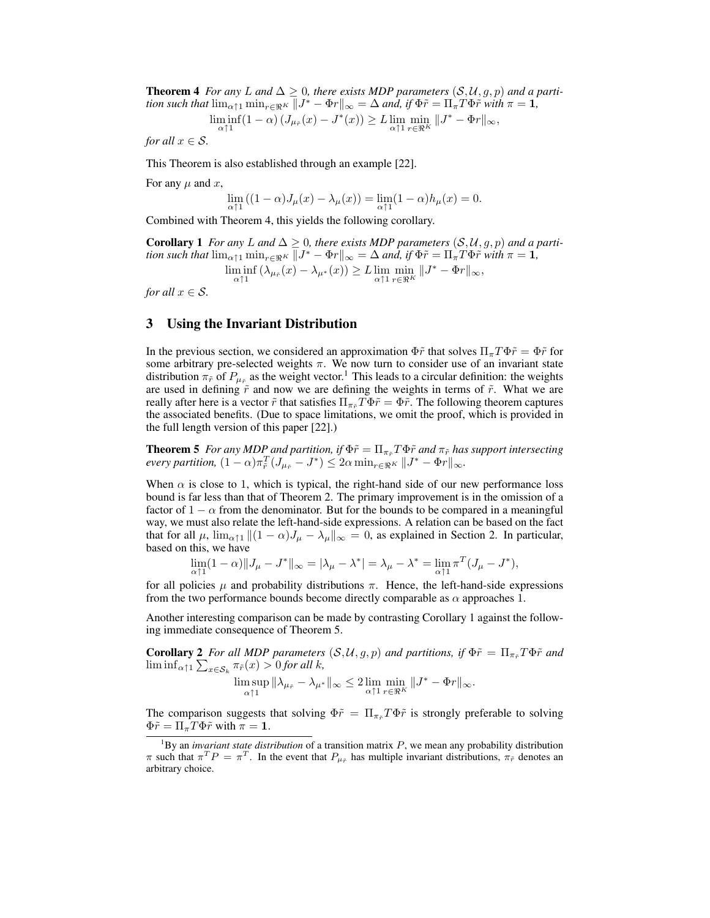**Theorem 4** *For any $L$ and $\Delta \geq 0$, there exists MDP parameters $(\mathcal{S}, \mathcal{U}, g, p)$ and a partition such that $\lim_{\alpha \uparrow 1} \min_{r \in \Re^K} \|J^* - \Phi r\|_\infty = \Delta$ and, if $\Phi\tilde{r} = \Pi_\pi T \Phi \tilde{r}$ with $\pi = \mathbf{1}$,*

$$\liminf_{\alpha \uparrow 1} (1-\alpha)\left(J_{\mu_{\tilde{r}}}(x) - J^*(x)\right) \geq L \lim_{\alpha \uparrow 1} \min_{r \in \Re^K} \|J^* - \Phi r\|_\infty,$$

*for all $x \in \mathcal{S}$.*

This Theorem is also established through an example [22].

For any $\mu$ and $x$,

$$\lim_{\alpha \uparrow 1} ((1-\alpha)J_\mu(x) - \lambda_\mu(x)) = \lim_{\alpha \uparrow 1} (1-\alpha) h_\mu(x) = 0.$$

Combined with Theorem 4, this yields the following corollary.

**Corollary 1** *For any $L$ and $\Delta \geq 0$, there exists MDP parameters $(\mathcal{S}, \mathcal{U}, g, p)$ and a partition such that $\lim_{\alpha \uparrow 1} \min_{r \in \Re^K} \|J^* - \Phi r\|_\infty = \Delta$ and, if $\Phi\tilde{r} = \Pi_\pi T \Phi \tilde{r}$ with $\pi = \mathbf{1}$,*

$$\liminf_{\alpha \uparrow 1} \left(\lambda_{\mu_{\tilde{r}}}(x) - \lambda_{\mu^*}(x)\right) \geq L \lim_{\alpha \uparrow 1} \min_{r \in \Re^K} \|J^* - \Phi r\|_\infty,$$

*for all $x \in \mathcal{S}$.*

## 3 Using the Invariant Distribution

In the previous section, we considered an approximation $\Phi\tilde{r}$ that solves $\Pi_\pi T \Phi \tilde{r} = \Phi \tilde{r}$ for some arbitrary pre-selected weights $\pi$. We now turn to consider use of an invariant state distribution $\pi_{\tilde{r}}$ of $P_{\mu_{\tilde{r}}}$ as the weight vector.[1] This leads to a circular definition: the weights are used in defining $\tilde{r}$ and now we are defining the weights in terms of $\tilde{r}$. What we are really after here is a vector $\tilde{r}$ that satisfies $\Pi_{\pi_{\tilde{r}}} T \Phi \tilde{r} = \Phi \tilde{r}$. The following theorem captures the associated benefits. (Due to space limitations, we omit the proof, which is provided in the full length version of this paper [22].)

**Theorem 5** *For any MDP and partition, if $\Phi\tilde{r} = \Pi_{\pi_{\tilde{r}}} T \Phi \tilde{r}$ and $\pi_{\tilde{r}}$ has support intersecting every partition, $(1-\alpha)\pi_{\tilde{r}}^T (J_{\mu_{\tilde{r}}} - J^*) \leq 2\alpha \min_{r \in \Re^K} \|J^* - \Phi r\|_\infty$.*

When $\alpha$ is close to 1, which is typical, the right-hand side of our new performance loss bound is far less than that of Theorem 2. The primary improvement is in the omission of a factor of $1-\alpha$ from the denominator. But for the bounds to be compared in a meaningful way, we must also relate the left-hand-side expressions. A relation can be based on the fact that for all $\mu$, $\lim_{\alpha \uparrow 1} \|(1-\alpha)J_\mu - \lambda_\mu\|_\infty = 0$, as explained in Section 2. In particular, based on this, we have

$$\lim_{\alpha \uparrow 1} (1-\alpha) \|J_\mu - J^*\|_\infty = |\lambda_\mu - \lambda^*| = \lambda_\mu - \lambda^* = \lim_{\alpha \uparrow 1} \pi^T (J_\mu - J^*),$$

for all policies $\mu$ and probability distributions $\pi$. Hence, the left-hand-side expressions from the two performance bounds become directly comparable as $\alpha$ approaches 1.

Another interesting comparison can be made by contrasting Corollary 1 against the following immediate consequence of Theorem 5.

**Corollary 2** *For all MDP parameters $(\mathcal{S}, \mathcal{U}, g, p)$ and partitions, if $\Phi\tilde{r} = \Pi_{\pi_{\tilde{r}}} T \Phi \tilde{r}$ and $\liminf_{\alpha \uparrow 1} \sum_{x \in \mathcal{S}_k} \pi_{\tilde{r}}(x) > 0$ for all $k$,*

$$\limsup_{\alpha \uparrow 1} \|\lambda_{\mu_{\tilde{r}}} - \lambda_{\mu^*}\|_\infty \leq 2 \lim_{\alpha \uparrow 1} \min_{r \in \Re^K} \|J^* - \Phi r\|_\infty.$$

The comparison suggests that solving $\Phi\tilde{r} = \Pi_{\pi_{\tilde{r}}} T \Phi \tilde{r}$ is strongly preferable to solving $\Phi\tilde{r} = \Pi_\pi T \Phi \tilde{r}$ with $\pi = \mathbf{1}$.

---

[1] By an *invariant state distribution* of a transition matrix $P$, we mean any probability distribution $\pi$ such that $\pi^T P = \pi^T$. In the event that $P_{\mu_{\tilde{r}}}$ has multiple invariant distributions, $\pi_{\tilde{r}}$ denotes an arbitrary choice.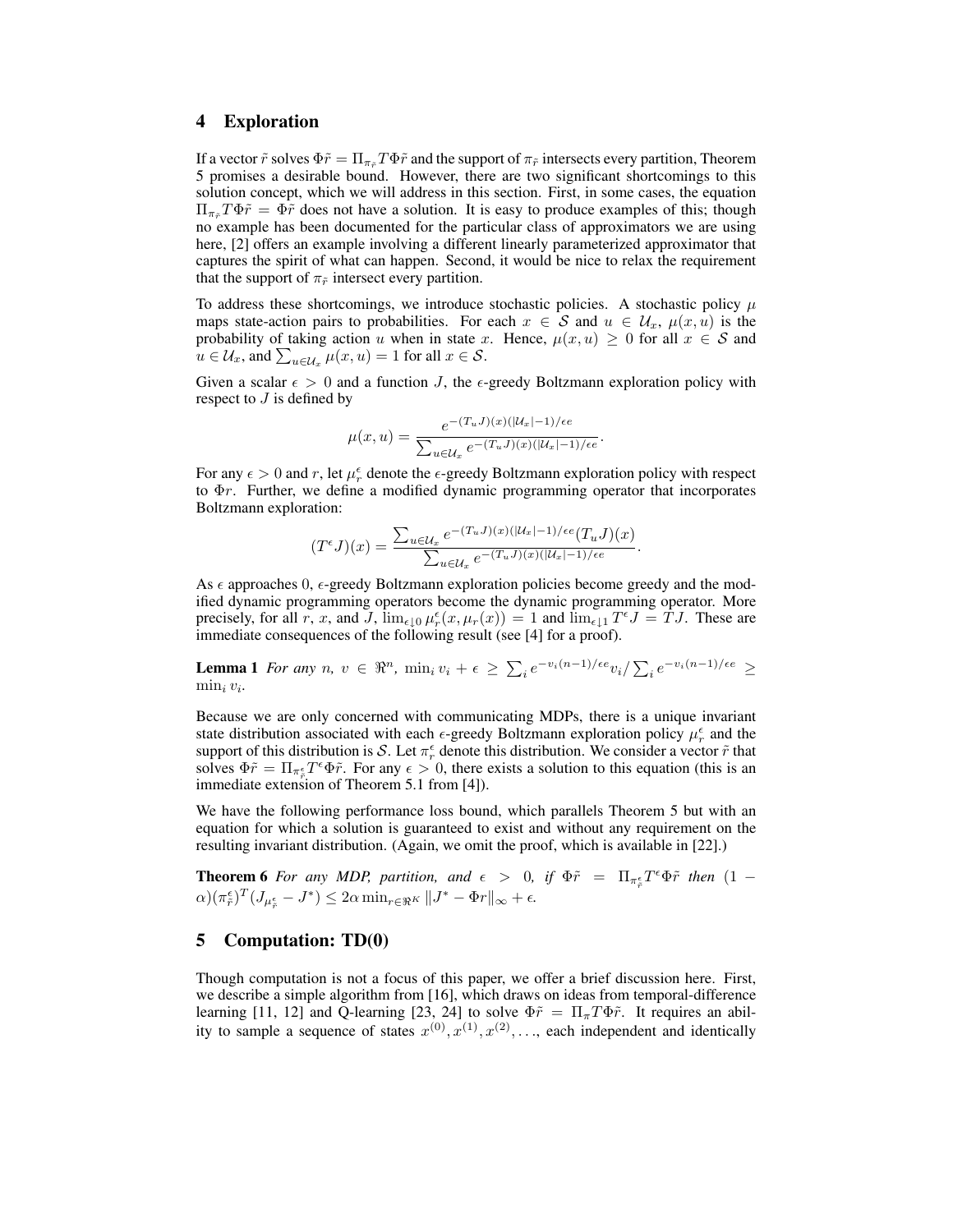## 4 Exploration

If a vector $\tilde{r}$ solves $\Phi\tilde{r} = \Pi_{\pi_{\tilde{r}}} T \Phi \tilde{r}$ and the support of $\pi_{\tilde{r}}$ intersects every partition, Theorem 5 promises a desirable bound. However, there are two significant shortcomings to this solution concept, which we will address in this section. First, in some cases, the equation $\Pi_{\pi_{\tilde{r}}} T \Phi \tilde{r} = \Phi \tilde{r}$ does not have a solution. It is easy to produce examples of this; though no example has been documented for the particular class of approximators we are using here, [2] offers an example involving a different linearly parameterized approximator that captures the spirit of what can happen. Second, it would be nice to relax the requirement that the support of $\pi_{\tilde{r}}$ intersect every partition.

To address these shortcomings, we introduce stochastic policies. A stochastic policy $\mu$ maps state-action pairs to probabilities. For each $x \in \mathcal{S}$ and $u \in \mathcal{U}_x$, $\mu(x, u)$ is the probability of taking action $u$ when in state $x$. Hence, $\mu(x, u) \geq 0$ for all $x \in \mathcal{S}$ and $u \in \mathcal{U}_x$, and $\sum_{u \in \mathcal{U}_x} \mu(x, u) = 1$ for all $x \in \mathcal{S}$.

Given a scalar $\epsilon > 0$ and a function $J$, the $\epsilon$-greedy Boltzmann exploration policy with respect to $J$ is defined by

$$\mu(x, u) = \frac{e^{-(T_u J)(x)(|\mathcal{U}_x|-1)/\epsilon e}}{\sum_{u \in \mathcal{U}_x} e^{-(T_u J)(x)(|\mathcal{U}_x|-1)/\epsilon e}}.$$

For any $\epsilon > 0$ and $r$, let $\mu_r^\epsilon$ denote the $\epsilon$-greedy Boltzmann exploration policy with respect to $\Phi r$. Further, we define a modified dynamic programming operator that incorporates Boltzmann exploration:

$$(T^\epsilon J)(x) = \frac{\sum_{u \in \mathcal{U}_x} e^{-(T_u J)(x)(|\mathcal{U}_x|-1)/\epsilon e} (T_u J)(x)}{\sum_{u \in \mathcal{U}_x} e^{-(T_u J)(x)(|\mathcal{U}_x|-1)/\epsilon e}}.$$

As $\epsilon$ approaches 0, $\epsilon$-greedy Boltzmann exploration policies become greedy and the modified dynamic programming operators become the dynamic programming operator. More precisely, for all $r$, $x$, and $J$, $\lim_{\epsilon \downarrow 0} \mu_r^\epsilon(x, \mu_r(x)) = 1$ and $\lim_{\epsilon \downarrow 1} T^\epsilon J = TJ$. These are immediate consequences of the following result (see [4] for a proof).

**Lemma 1** *For any $n$, $v \in \Re^n$, $\min_i v_i + \epsilon \geq \sum_i e^{-v_i(n-1)/\epsilon e} v_i / \sum_i e^{-v_i(n-1)/\epsilon e} \geq \min_i v_i$.*

Because we are only concerned with communicating MDPs, there is a unique invariant state distribution associated with each $\epsilon$-greedy Boltzmann exploration policy $\mu_r^\epsilon$ and the support of this distribution is $\mathcal{S}$. Let $\pi_r^\epsilon$ denote this distribution. We consider a vector $\tilde{r}$ that solves $\Phi\tilde{r} = \Pi_{\pi_{\tilde{r}}^\epsilon} T^\epsilon \Phi \tilde{r}$. For any $\epsilon > 0$, there exists a solution to this equation (this is an immediate extension of Theorem 5.1 from [4]).

We have the following performance loss bound, which parallels Theorem 5 but with an equation for which a solution is guaranteed to exist and without any requirement on the resulting invariant distribution. (Again, we omit the proof, which is available in [22].)

**Theorem 6** *For any MDP, partition, and $\epsilon > 0$, if $\Phi\tilde{r} = \Pi_{\pi_{\tilde{r}}^\epsilon} T^\epsilon \Phi \tilde{r}$ then $(1 - \alpha)(\pi_{\tilde{r}}^\epsilon)^T (J_{\mu_{\tilde{r}}^\epsilon} - J^*) \leq 2\alpha \min_{r \in \Re^K} \|J^* - \Phi r\|_\infty + \epsilon$.*

## 5 Computation: TD(0)

Though computation is not a focus of this paper, we offer a brief discussion here. First, we describe a simple algorithm from [16], which draws on ideas from temporal-difference learning [11, 12] and Q-learning [23, 24] to solve $\Phi\tilde{r} = \Pi_\pi T \Phi \tilde{r}$. It requires an ability to sample a sequence of states $x^{(0)}, x^{(1)}, x^{(2)}, \ldots$, each independent and identically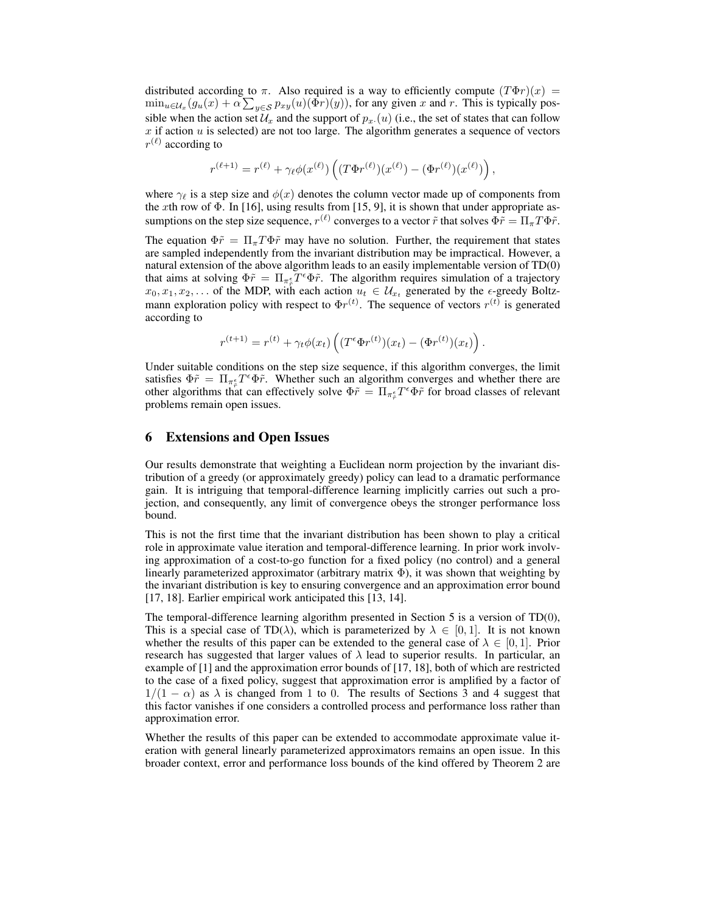distributed according to $\pi$. Also required is a way to efficiently compute $(T\Phi r)(x) = \min_{u \in \mathcal{U}_x}(g_u(x) + \alpha \sum_{y \in \mathcal{S}} p_{xy}(u)(\Phi r)(y))$, for any given $x$ and $r$. This is typically possible when the action set $\mathcal{U}_x$ and the support of $p_{x\cdot}(u)$ (i.e., the set of states that can follow $x$ if action $u$ is selected) are not too large. The algorithm generates a sequence of vectors $r^{(\ell)}$ according to

$$r^{(\ell+1)} = r^{(\ell)} + \gamma_\ell \phi(x^{(\ell)}) \left( (T\Phi r^{(\ell)})(x^{(\ell)}) - (\Phi r^{(\ell)})(x^{(\ell)}) \right),$$

where $\gamma_\ell$ is a step size and $\phi(x)$ denotes the column vector made up of components from the $x$th row of $\Phi$. In [16], using results from [15, 9], it is shown that under appropriate assumptions on the step size sequence, $r^{(\ell)}$ converges to a vector $\tilde{r}$ that solves $\Phi\tilde{r} = \Pi_\pi T \Phi \tilde{r}$.

The equation $\Phi\tilde{r} = \Pi_\pi T \Phi \tilde{r}$ may have no solution. Further, the requirement that states are sampled independently from the invariant distribution may be impractical. However, a natural extension of the above algorithm leads to an easily implementable version of TD(0) that aims at solving $\Phi\tilde{r} = \Pi_{\pi^\epsilon_{\tilde{r}}} T^\epsilon \Phi \tilde{r}$. The algorithm requires simulation of a trajectory $x_0, x_1, x_2, \ldots$ of the MDP, with each action $u_t \in \mathcal{U}_{x_t}$ generated by the $\epsilon$-greedy Boltzmann exploration policy with respect to $\Phi r^{(t)}$. The sequence of vectors $r^{(t)}$ is generated according to

$$r^{(t+1)} = r^{(t)} + \gamma_t \phi(x_t) \left( (T^\epsilon \Phi r^{(t)})(x_t) - (\Phi r^{(t)})(x_t) \right).$$

Under suitable conditions on the step size sequence, if this algorithm converges, the limit satisfies $\Phi\tilde{r} = \Pi_{\pi^\epsilon_{\tilde{r}}} T^\epsilon \Phi \tilde{r}$. Whether such an algorithm converges and whether there are other algorithms that can effectively solve $\Phi\tilde{r} = \Pi_{\pi^\epsilon_{\tilde{r}}} T^\epsilon \Phi \tilde{r}$ for broad classes of relevant problems remain open issues.

## 6 Extensions and Open Issues

Our results demonstrate that weighting a Euclidean norm projection by the invariant distribution of a greedy (or approximately greedy) policy can lead to a dramatic performance gain. It is intriguing that temporal-difference learning implicitly carries out such a projection, and consequently, any limit of convergence obeys the stronger performance loss bound.

This is not the first time that the invariant distribution has been shown to play a critical role in approximate value iteration and temporal-difference learning. In prior work involving approximation of a cost-to-go function for a fixed policy (no control) and a general linearly parameterized approximator (arbitrary matrix $\Phi$), it was shown that weighting by the invariant distribution is key to ensuring convergence and an approximation error bound [17, 18]. Earlier empirical work anticipated this [13, 14].

The temporal-difference learning algorithm presented in Section 5 is a version of TD(0), This is a special case of TD($\lambda$), which is parameterized by $\lambda \in [0, 1]$. It is not known whether the results of this paper can be extended to the general case of $\lambda \in [0, 1]$. Prior research has suggested that larger values of $\lambda$ lead to superior results. In particular, an example of [1] and the approximation error bounds of [17, 18], both of which are restricted to the case of a fixed policy, suggest that approximation error is amplified by a factor of $1/(1 - \alpha)$ as $\lambda$ is changed from 1 to 0. The results of Sections 3 and 4 suggest that this factor vanishes if one considers a controlled process and performance loss rather than approximation error.

Whether the results of this paper can be extended to accommodate approximate value iteration with general linearly parameterized approximators remains an open issue. In this broader context, error and performance loss bounds of the kind offered by Theorem 2 are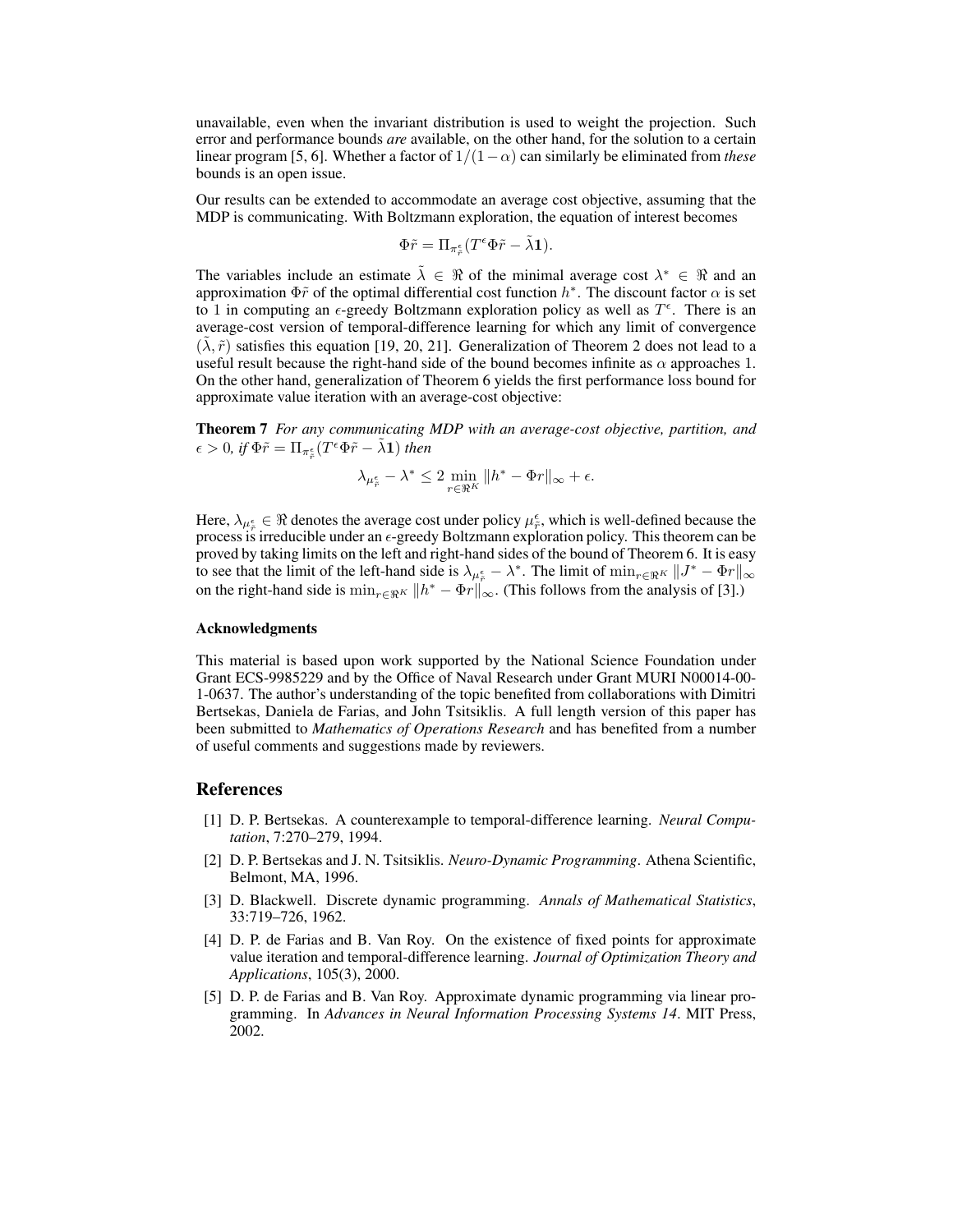unavailable, even when the invariant distribution is used to weight the projection. Such error and performance bounds *are* available, on the other hand, for the solution to a certain linear program [5, 6]. Whether a factor of $1/(1-\alpha)$ can similarly be eliminated from *these* bounds is an open issue.

Our results can be extended to accommodate an average cost objective, assuming that the MDP is communicating. With Boltzmann exploration, the equation of interest becomes

$$\Phi\tilde{r} = \Pi_{\pi_{\tilde{r}}^{\epsilon}}(T^{\epsilon}\Phi\tilde{r} - \tilde{\lambda}\mathbf{1}).$$

The variables include an estimate $\tilde{\lambda} \in \Re$ of the minimal average cost $\lambda^* \in \Re$ and an approximation $\Phi\tilde{r}$ of the optimal differential cost function $h^*$. The discount factor $\alpha$ is set to 1 in computing an $\epsilon$-greedy Boltzmann exploration policy as well as $T^{\epsilon}$. There is an average-cost version of temporal-difference learning for which any limit of convergence $(\tilde{\lambda}, \tilde{r})$ satisfies this equation [19, 20, 21]. Generalization of Theorem 2 does not lead to a useful result because the right-hand side of the bound becomes infinite as $\alpha$ approaches 1. On the other hand, generalization of Theorem 6 yields the first performance loss bound for approximate value iteration with an average-cost objective:

**Theorem 7** *For any communicating MDP with an average-cost objective, partition, and $\epsilon > 0$, if $\Phi\tilde{r} = \Pi_{\pi_{\tilde{r}}^{\epsilon}}(T^{\epsilon}\Phi\tilde{r} - \tilde{\lambda}\mathbf{1})$ then*

$$\lambda_{\mu_{\tilde{r}}^{\epsilon}} - \lambda^* \leq 2 \min_{r \in \Re^K} \|h^* - \Phi r\|_{\infty} + \epsilon.$$

Here, $\lambda_{\mu_{\tilde{r}}^{\epsilon}} \in \Re$ denotes the average cost under policy $\mu_{\tilde{r}}^{\epsilon}$, which is well-defined because the process is irreducible under an $\epsilon$-greedy Boltzmann exploration policy. This theorem can be proved by taking limits on the left and right-hand sides of the bound of Theorem 6. It is easy to see that the limit of the left-hand side is $\lambda_{\mu_{\tilde{r}}^{\epsilon}} - \lambda^*$. The limit of $\min_{r \in \Re^K} \|J^* - \Phi r\|_{\infty}$ on the right-hand side is $\min_{r \in \Re^K} \|h^* - \Phi r\|_{\infty}$. (This follows from the analysis of [3].)

### Acknowledgments

This material is based upon work supported by the National Science Foundation under Grant ECS-9985229 and by the Office of Naval Research under Grant MURI N00014-00-1-0637. The author's understanding of the topic benefited from collaborations with Dimitri Bertsekas, Daniela de Farias, and John Tsitsiklis. A full length version of this paper has been submitted to *Mathematics of Operations Research* and has benefited from a number of useful comments and suggestions made by reviewers.

## References

[1] D. P. Bertsekas. A counterexample to temporal-difference learning. *Neural Computation*, 7:270–279, 1994.

[2] D. P. Bertsekas and J. N. Tsitsiklis. *Neuro-Dynamic Programming*. Athena Scientific, Belmont, MA, 1996.

[3] D. Blackwell. Discrete dynamic programming. *Annals of Mathematical Statistics*, 33:719–726, 1962.

[4] D. P. de Farias and B. Van Roy. On the existence of fixed points for approximate value iteration and temporal-difference learning. *Journal of Optimization Theory and Applications*, 105(3), 2000.

[5] D. P. de Farias and B. Van Roy. Approximate dynamic programming via linear programming. In *Advances in Neural Information Processing Systems 14*. MIT Press, 2002.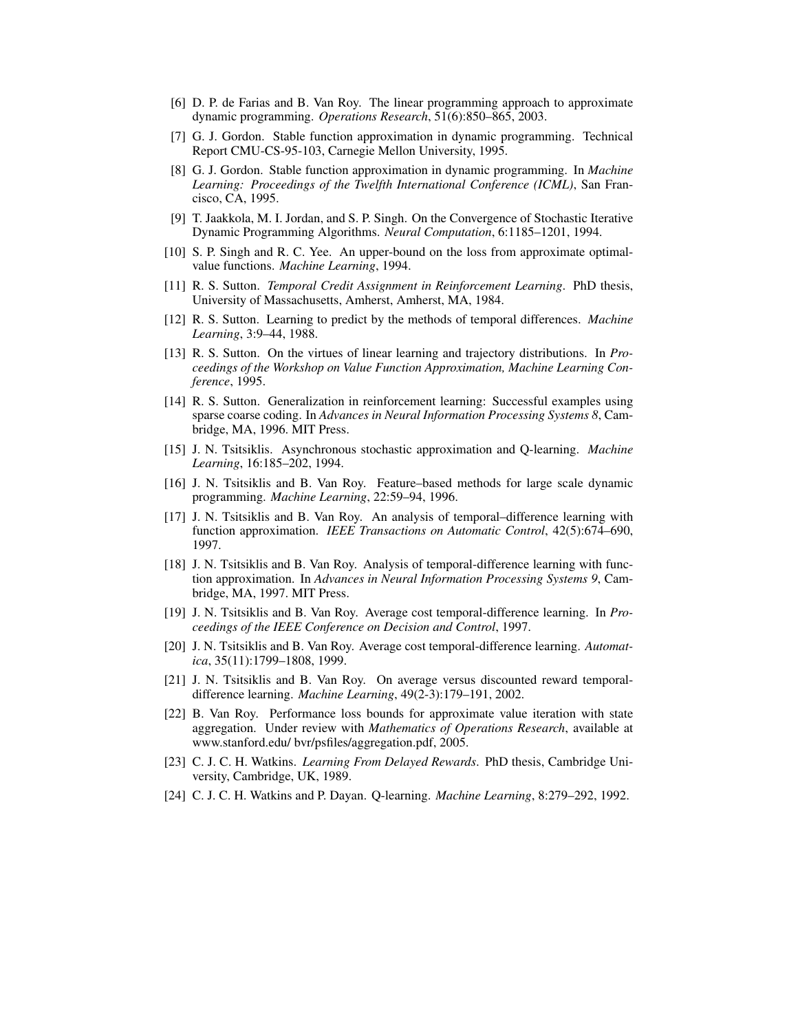[6] D. P. de Farias and B. Van Roy. The linear programming approach to approximate dynamic programming. *Operations Research*, 51(6):850–865, 2003.

[7] G. J. Gordon. Stable function approximation in dynamic programming. Technical Report CMU-CS-95-103, Carnegie Mellon University, 1995.

[8] G. J. Gordon. Stable function approximation in dynamic programming. In *Machine Learning: Proceedings of the Twelfth International Conference (ICML)*, San Francisco, CA, 1995.

[9] T. Jaakkola, M. I. Jordan, and S. P. Singh. On the Convergence of Stochastic Iterative Dynamic Programming Algorithms. *Neural Computation*, 6:1185–1201, 1994.

[10] S. P. Singh and R. C. Yee. An upper-bound on the loss from approximate optimal-value functions. *Machine Learning*, 1994.

[11] R. S. Sutton. *Temporal Credit Assignment in Reinforcement Learning*. PhD thesis, University of Massachusetts, Amherst, Amherst, MA, 1984.

[12] R. S. Sutton. Learning to predict by the methods of temporal differences. *Machine Learning*, 3:9–44, 1988.

[13] R. S. Sutton. On the virtues of linear learning and trajectory distributions. In *Proceedings of the Workshop on Value Function Approximation, Machine Learning Conference*, 1995.

[14] R. S. Sutton. Generalization in reinforcement learning: Successful examples using sparse coarse coding. In *Advances in Neural Information Processing Systems 8*, Cambridge, MA, 1996. MIT Press.

[15] J. N. Tsitsiklis. Asynchronous stochastic approximation and Q-learning. *Machine Learning*, 16:185–202, 1994.

[16] J. N. Tsitsiklis and B. Van Roy. Feature–based methods for large scale dynamic programming. *Machine Learning*, 22:59–94, 1996.

[17] J. N. Tsitsiklis and B. Van Roy. An analysis of temporal–difference learning with function approximation. *IEEE Transactions on Automatic Control*, 42(5):674–690, 1997.

[18] J. N. Tsitsiklis and B. Van Roy. Analysis of temporal-difference learning with function approximation. In *Advances in Neural Information Processing Systems 9*, Cambridge, MA, 1997. MIT Press.

[19] J. N. Tsitsiklis and B. Van Roy. Average cost temporal-difference learning. In *Proceedings of the IEEE Conference on Decision and Control*, 1997.

[20] J. N. Tsitsiklis and B. Van Roy. Average cost temporal-difference learning. *Automatica*, 35(11):1799–1808, 1999.

[21] J. N. Tsitsiklis and B. Van Roy. On average versus discounted reward temporal-difference learning. *Machine Learning*, 49(2-3):179–191, 2002.

[22] B. Van Roy. Performance loss bounds for approximate value iteration with state aggregation. Under review with *Mathematics of Operations Research*, available at www.stanford.edu/ bvr/psfiles/aggregation.pdf, 2005.

[23] C. J. C. H. Watkins. *Learning From Delayed Rewards*. PhD thesis, Cambridge University, Cambridge, UK, 1989.

[24] C. J. C. H. Watkins and P. Dayan. Q-learning. *Machine Learning*, 8:279–292, 1992.